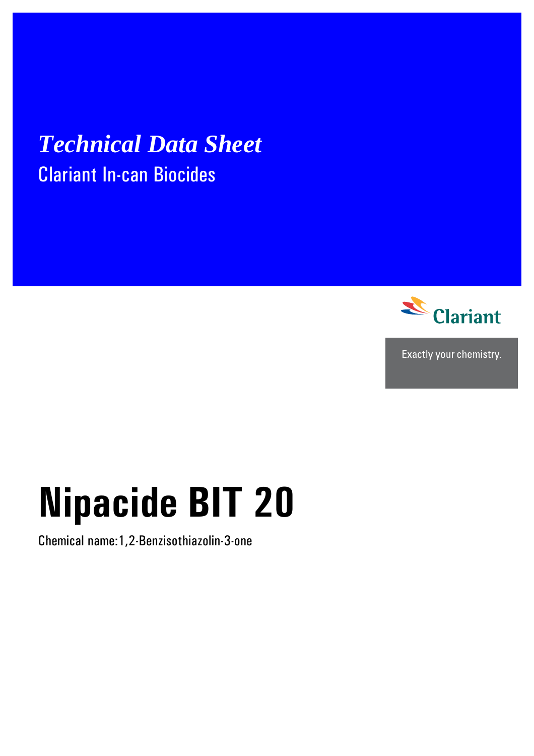# *Technical Data Sheet*

Clariant In-can Biocides

Clariant

Exactly your chemistry.

# Nipacide BIT 20

Chemical name:1,2-Benzisothiazolin-3-one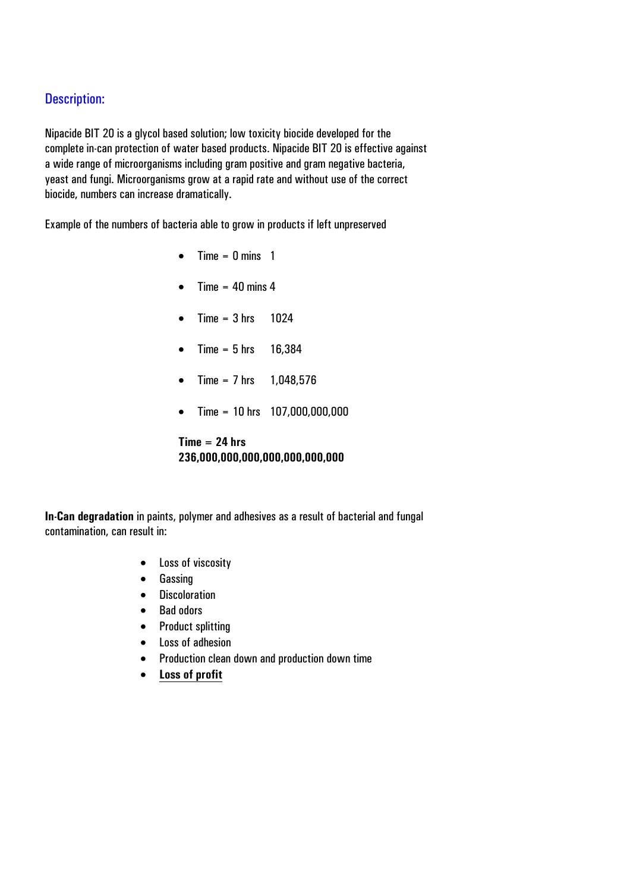## Description:

Nipacide BIT 20 is a glycol based solution; low toxicity biocide developed for the complete in-can protection of water based products. Nipacide BIT 20 is effective against a wide range of microorganisms including gram positive and gram negative bacteria, yeast and fungi. Microorganisms grow at a rapid rate and without use of the correct biocide, numbers can increase dramatically.

Example of the numbers of bacteria able to grow in products if left unpreserved

- Time = 0 mins 1
- Time = 40 mins 4
- Time = 3 hrs 1024
- Time = 5 hrs 16,384
- Time = 7 hrs 1,048,576
- Time = 10 hrs 107,000,000,000

**Time = 24 hrs 236,000,000,000,000,000,000,000**

**In-Can degradation** in paints, polymer and adhesives as a result of bacterial and fungal contamination, can result in:

- Loss of viscosity
- Gassing
- Discoloration
- Bad odors
- Product splitting
- Loss of adhesion
- Production clean down and production down time
- **Loss of profit**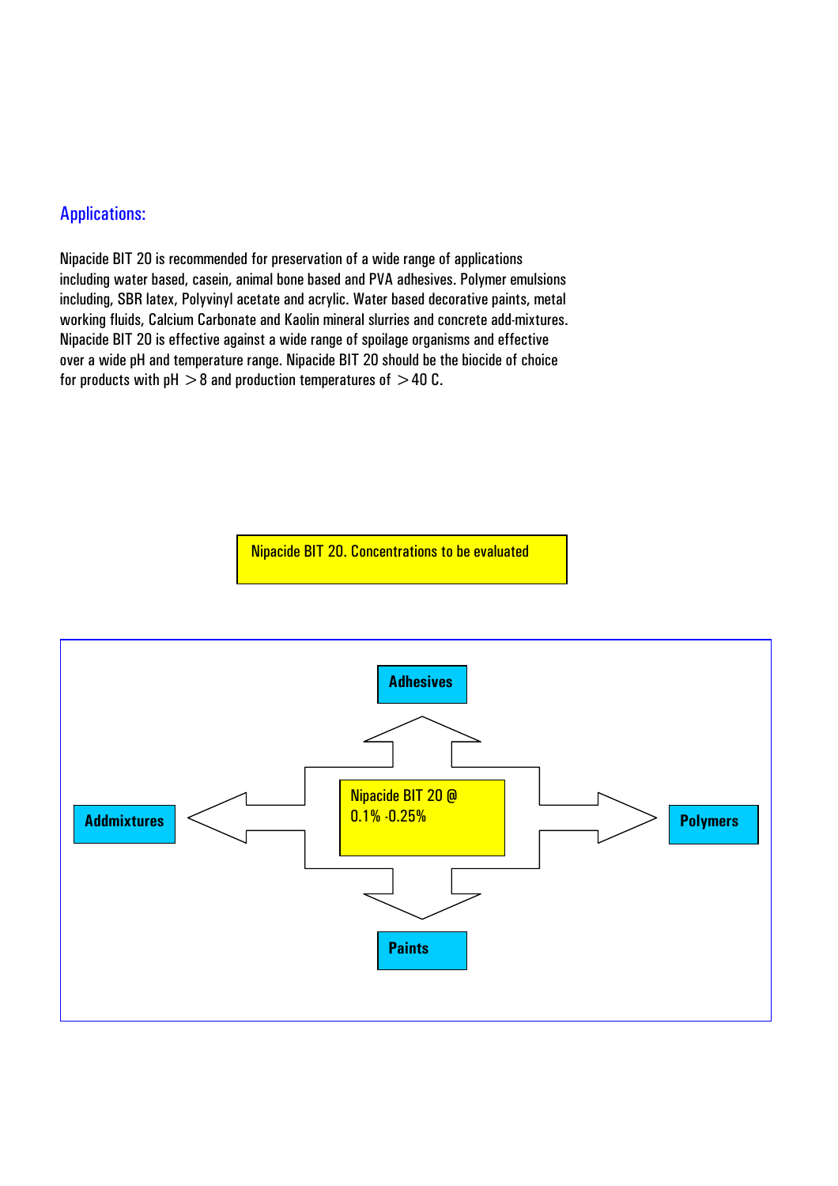## Applications:

Nipacide BIT 20 is recommended for preservation of a wide range of applications including water based, casein, animal bone based and PVA adhesives. Polymer emulsions including, SBR latex, Polyvinyl acetate and acrylic. Water based decorative paints, metal working fluids, Calcium Carbonate and Kaolin mineral slurries and concrete add-mixtures. Nipacide BIT 20 is effective against a wide range of spoilage organisms and effective over a wide pH and temperature range. Nipacide BIT 20 should be the biocide of choice for products with pH $>8$ and production temperatures of $>40$ C.

Nipacide BIT 20. Concentrations to be evaluated

Nipacide BIT 20 @ 0.1% -0.25%

- **Adhesives**
- **Polymers**
- **Paints**
- **Addmixtures**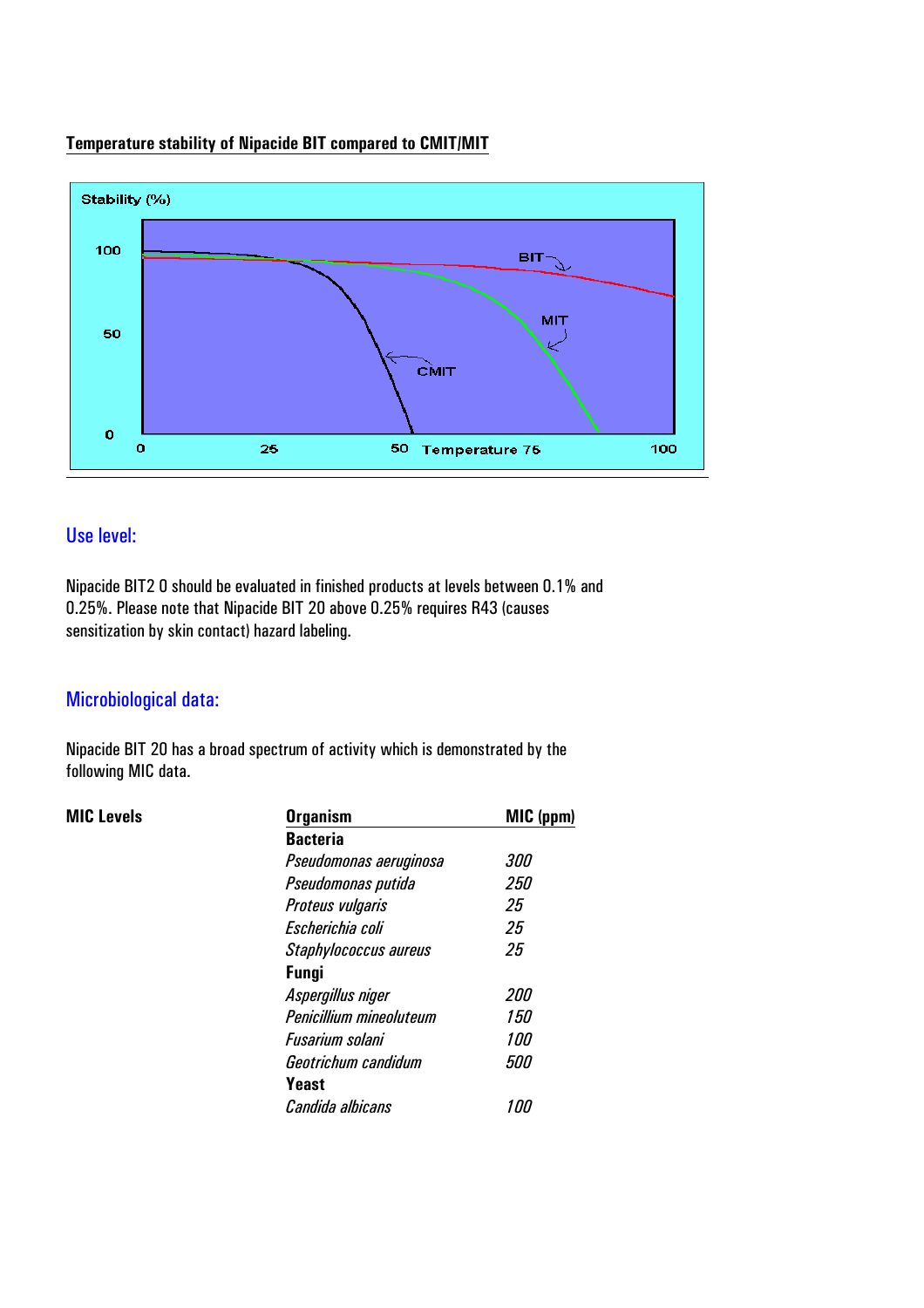**Temperature stability of Nipacide BIT compared to CMIT/MIT**

## Use level:

Nipacide BIT2 0 should be evaluated in finished products at levels between 0.1% and 0.25%. Please note that Nipacide BIT 20 above 0.25% requires R43 (causes sensitization by skin contact) hazard labeling.

## Microbiological data:

Nipacide BIT 20 has a broad spectrum of activity which is demonstrated by the following MIC data.

**MIC Levels**

| Organism | MIC (ppm) |
|---|---|
| **Bacteria** | |
| *Pseudomonas aeruginosa* | *300* |
| *Pseudomonas putida* | *250* |
| *Proteus vulgaris* | *25* |
| *Escherichia coli* | *25* |
| *Staphylococcus aureus* | *25* |
| **Fungi** | |
| *Aspergillus niger* | *200* |
| *Penicillium mineoluteum* | *150* |
| *Fusarium solani* | *100* |
| *Geotrichum candidum* | *500* |
| **Yeast** | |
| *Candida albicans* | *100* |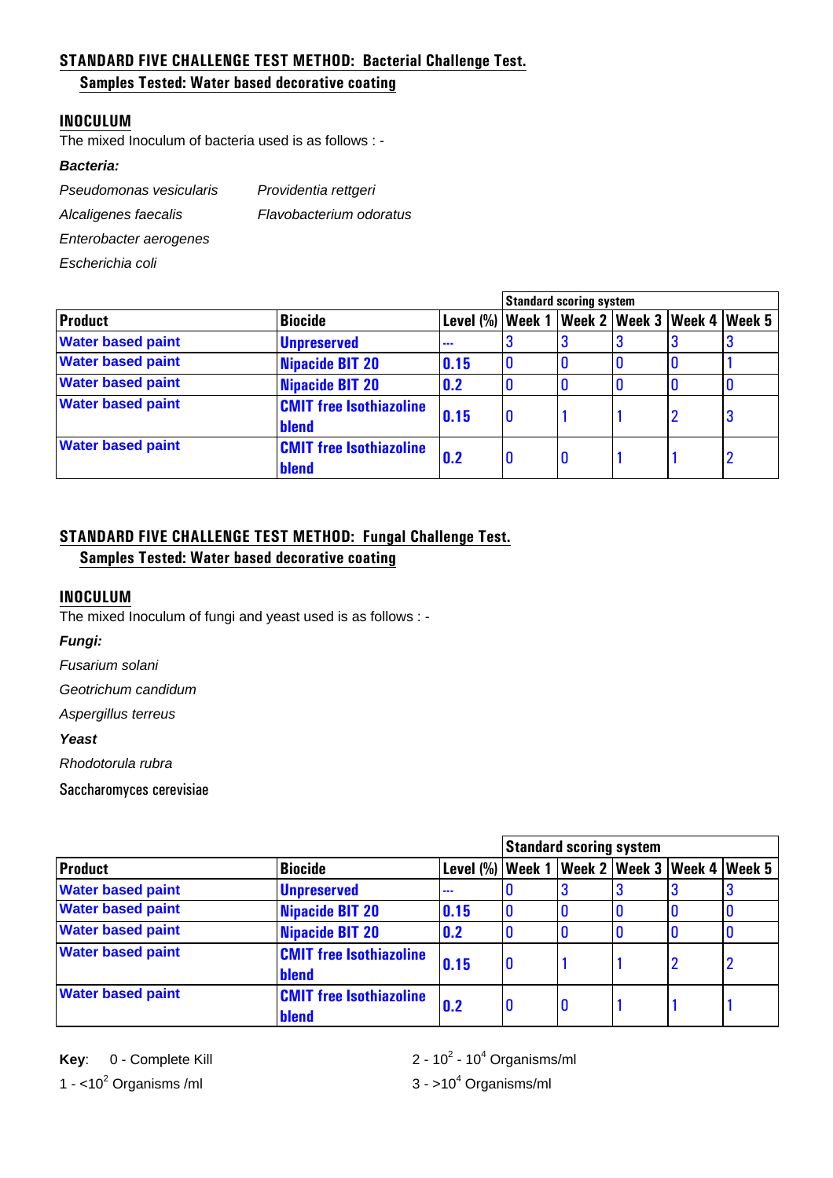## STANDARD FIVE CHALLENGE TEST METHOD: Bacterial Challenge Test.

### Samples Tested: Water based decorative coating

### INOCULUM

The mixed Inoculum of bacteria used is as follows : -

***Bacteria:***

*Pseudomonas vesicularis*

*Alcaligenes faecalis*

*Enterobacter aerogenes*

*Escherichia coli*

*Providentia rettgeri*

*Flavobacterium odoratus*

| Product | Biocide | Level (%) | Standard scoring system | | | | |
|---|---|---|---|---|---|---|---|
| | | | Week 1 | Week 2 | Week 3 | Week 4 | Week 5 |
| Water based paint | Unpreserved | --- | 3 | 3 | 3 | 3 | 3 |
| Water based paint | Nipacide BIT 20 | 0.15 | 0 | 0 | 0 | 0 | 1 |
| Water based paint | Nipacide BIT 20 | 0.2 | 0 | 0 | 0 | 0 | 0 |
| Water based paint | CMIT free Isothiazoline blend | 0.15 | 0 | 1 | 1 | 2 | 3 |
| Water based paint | CMIT free Isothiazoline blend | 0.2 | 0 | 0 | 1 | 1 | 2 |

## STANDARD FIVE CHALLENGE TEST METHOD: Fungal Challenge Test.

### Samples Tested: Water based decorative coating

### INOCULUM

The mixed Inoculum of fungi and yeast used is as follows : -

***Fungi:***

*Fusarium solani*

*Geotrichum candidum*

*Aspergillus terreus*

***Yeast***

*Rhodotorula rubra*

Saccharomyces cerevisiae

| Product | Biocide | Level (%) | Standard scoring system | | | | |
|---|---|---|---|---|---|---|---|
| | | | Week 1 | Week 2 | Week 3 | Week 4 | Week 5 |
| Water based paint | Unpreserved | --- | 0 | 3 | 3 | 3 | 3 |
| Water based paint | Nipacide BIT 20 | 0.15 | 0 | 0 | 0 | 0 | 0 |
| Water based paint | Nipacide BIT 20 | 0.2 | 0 | 0 | 0 | 0 | 0 |
| Water based paint | CMIT free Isothiazoline blend | 0.15 | 0 | 1 | 1 | 2 | 2 |
| Water based paint | CMIT free Isothiazoline blend | 0.2 | 0 | 0 | 1 | 1 | 1 |

**Key**: 0 - Complete Kill

1 - $<10^2$ Organisms /ml

2 - $10^2$ - $10^4$ Organisms/ml

3 - $>10^4$ Organisms/ml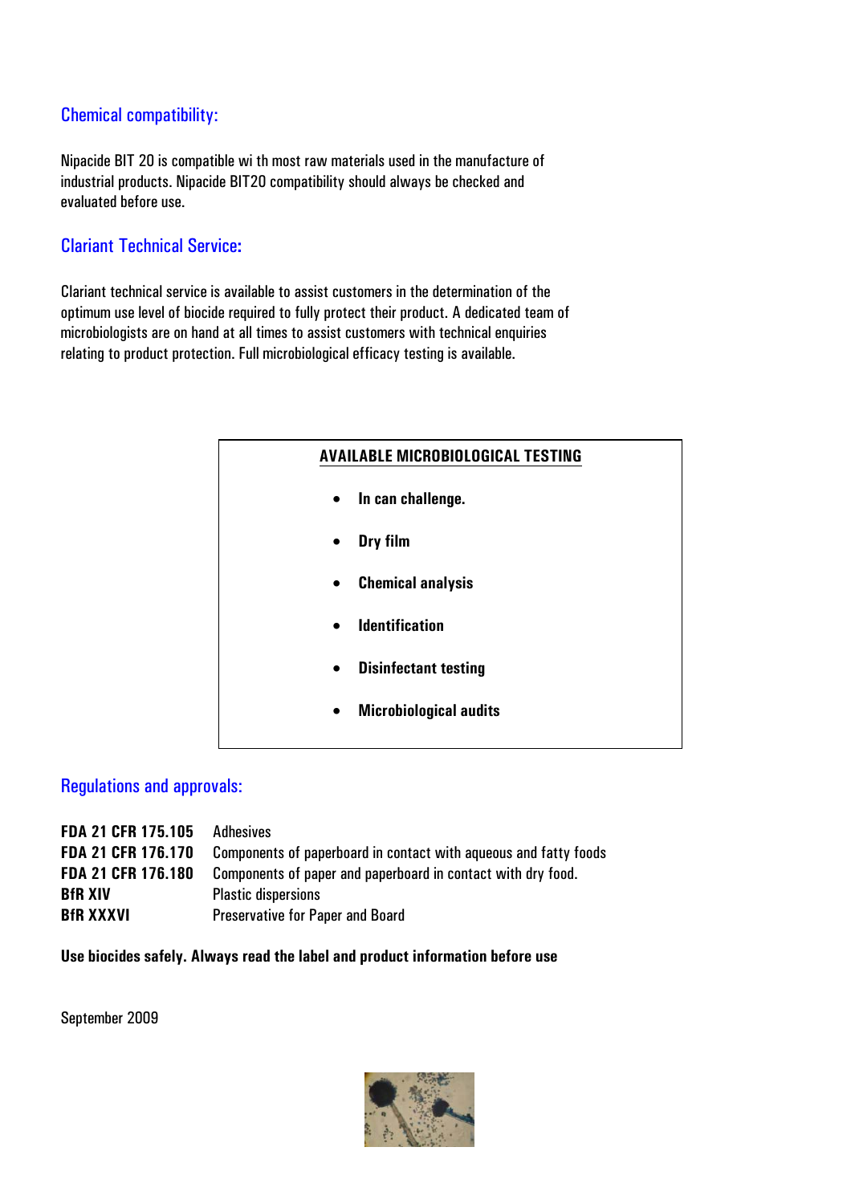## Chemical compatibility:

Nipacide BIT 20 is compatible wi th most raw materials used in the manufacture of industrial products. Nipacide BIT20 compatibility should always be checked and evaluated before use.

## Clariant Technical Service:

Clariant technical service is available to assist customers in the determination of the optimum use level of biocide required to fully protect their product. A dedicated team of microbiologists are on hand at all times to assist customers with technical enquiries relating to product protection. Full microbiological efficacy testing is available.

**AVAILABLE MICROBIOLOGICAL TESTING**

- **In can challenge.**
- **Dry film**
- **Chemical analysis**
- **Identification**
- **Disinfectant testing**
- **Microbiological audits**

## Regulations and approvals:

| | |
|---|---|
| **FDA 21 CFR 175.105** | Adhesives |
| **FDA 21 CFR 176.170** | Components of paperboard in contact with aqueous and fatty foods |
| **FDA 21 CFR 176.180** | Components of paper and paperboard in contact with dry food. |
| **BfR XIV** | Plastic dispersions |
| **BfR XXXVI** | Preservative for Paper and Board |

**Use biocides safely. Always read the label and product information before use**

September 2009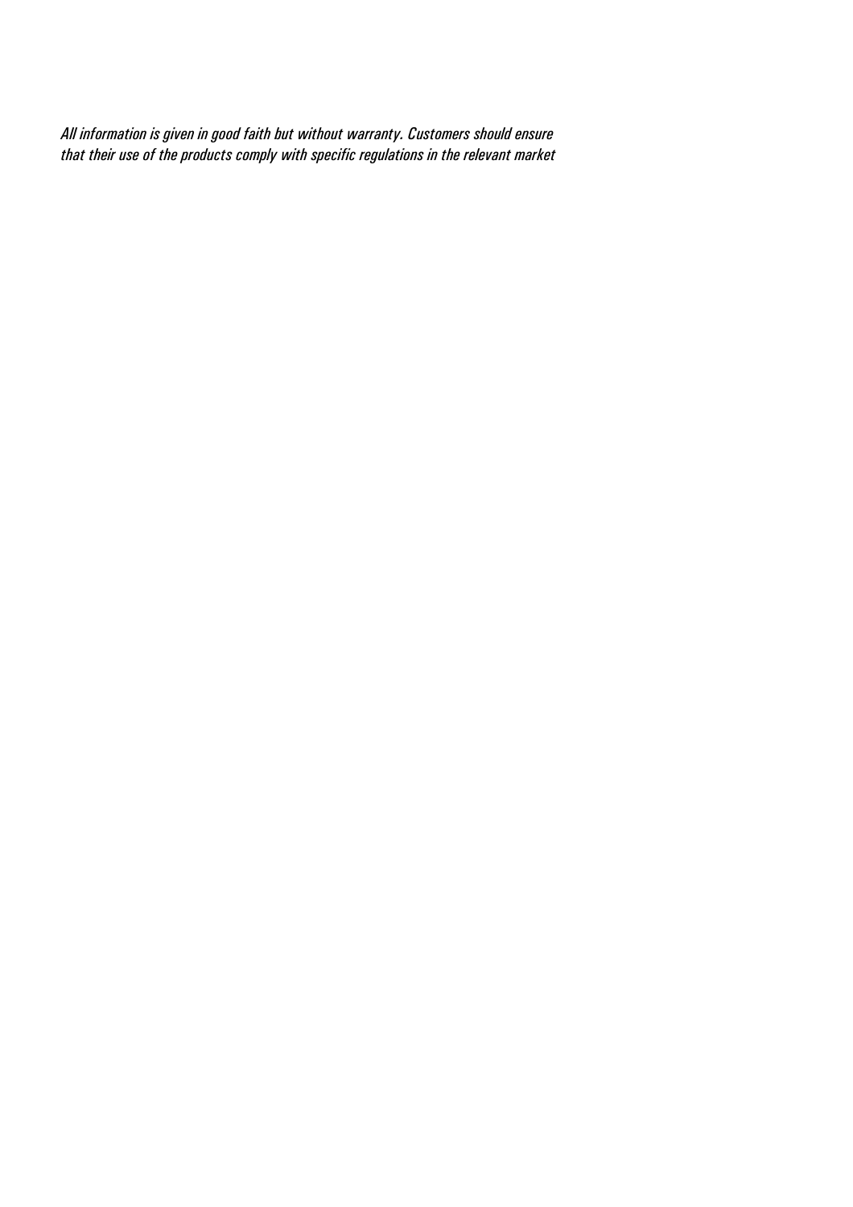*All information is given in good faith but without warranty. Customers should ensure that their use of the products comply with specific regulations in the relevant market*